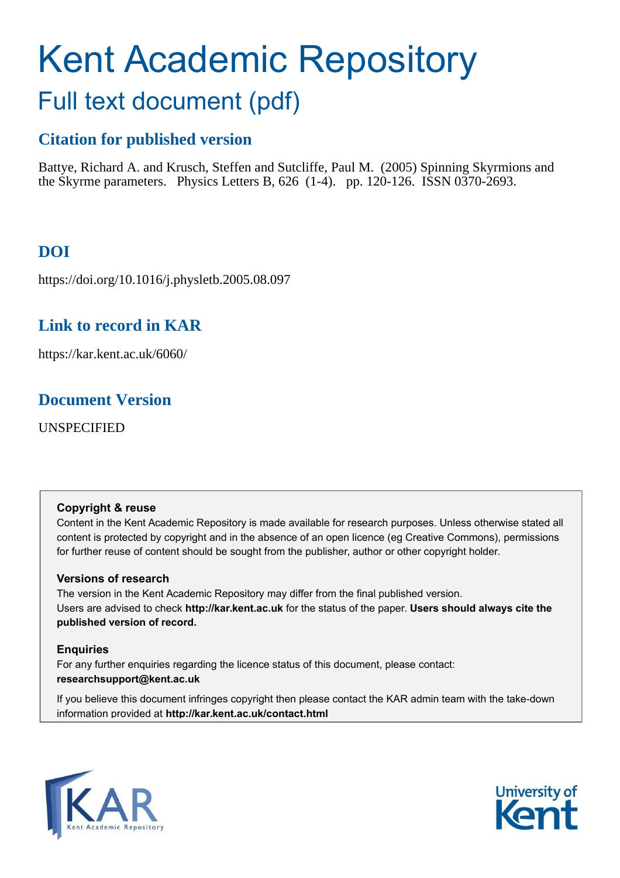# Kent Academic Repository

## Full text document (pdf)

### Citation for published version

Battye, Richard A. and Krusch, Steffen and Sutcliffe, Paul M. (2005) Spinning Skyrmions and the Skyrme parameters. Physics Letters B, 626 (1-4). pp. 120-126. ISSN 0370-2693.

### DOI

https://doi.org/10.1016/j.physletb.2005.08.097

### Link to record in KAR

https://kar.kent.ac.uk/6060/

### Document Version

UNSPECIFIED

**Copyright & reuse**

Content in the Kent Academic Repository is made available for research purposes. Unless otherwise stated all content is protected by copyright and in the absence of an open licence (eg Creative Commons), permissions for further reuse of content should be sought from the publisher, author or other copyright holder.

**Versions of research**

The version in the Kent Academic Repository may differ from the final published version. Users are advised to check **http://kar.kent.ac.uk** for the status of the paper. **Users should always cite the published version of record.**

**Enquiries**

For any further enquiries regarding the licence status of this document, please contact: **researchsupport@kent.ac.uk**

If you believe this document infringes copyright then please contact the KAR admin team with the take-down information provided at **http://kar.kent.ac.uk/contact.html**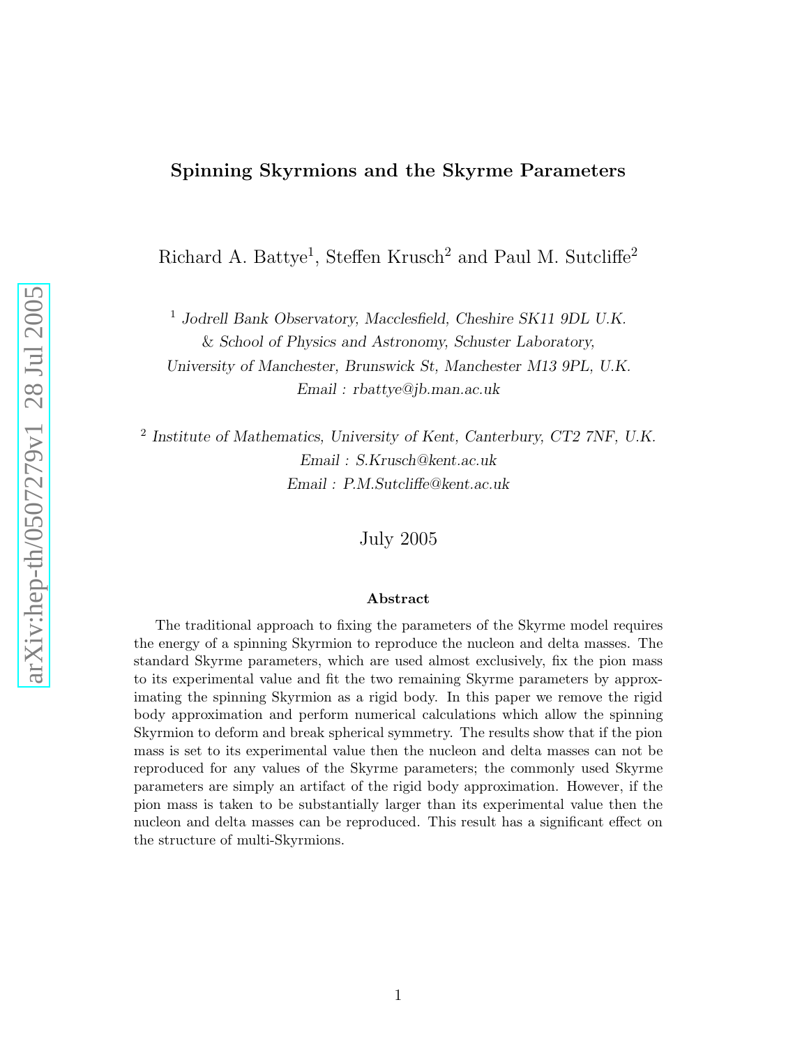# Spinning Skyrmions and the Skyrme Parameters

Richard A. Battye[1], Steffen Krusch[2] and Paul M. Sutcliffe[2]

[1] *Jodrell Bank Observatory, Macclesfield, Cheshire SK11 9DL U.K.*
*& School of Physics and Astronomy, Schuster Laboratory,*
*University of Manchester, Brunswick St, Manchester M13 9PL, U.K.*
*Email : rbattye@jb.man.ac.uk*

[2] *Institute of Mathematics, University of Kent, Canterbury, CT2 7NF, U.K.*
*Email : S.Krusch@kent.ac.uk*
*Email : P.M.Sutcliffe@kent.ac.uk*

July 2005

## Abstract

The traditional approach to fixing the parameters of the Skyrme model requires the energy of a spinning Skyrmion to reproduce the nucleon and delta masses. The standard Skyrme parameters, which are used almost exclusively, fix the pion mass to its experimental value and fit the two remaining Skyrme parameters by approximating the spinning Skyrmion as a rigid body. In this paper we remove the rigid body approximation and perform numerical calculations which allow the spinning Skyrmion to deform and break spherical symmetry. The results show that if the pion mass is set to its experimental value then the nucleon and delta masses can not be reproduced for any values of the Skyrme parameters; the commonly used Skyrme parameters are simply an artifact of the rigid body approximation. However, if the pion mass is taken to be substantially larger than its experimental value then the nucleon and delta masses can be reproduced. This result has a significant effect on the structure of multi-Skyrmions.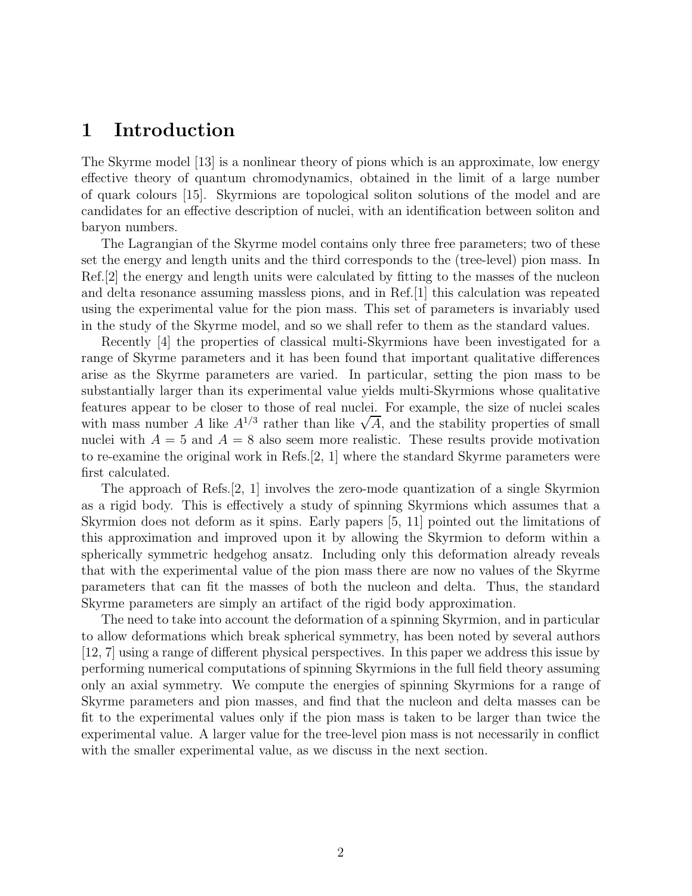# 1 Introduction

The Skyrme model [13] is a nonlinear theory of pions which is an approximate, low energy effective theory of quantum chromodynamics, obtained in the limit of a large number of quark colours [15]. Skyrmions are topological soliton solutions of the model and are candidates for an effective description of nuclei, with an identification between soliton and baryon numbers.

The Lagrangian of the Skyrme model contains only three free parameters; two of these set the energy and length units and the third corresponds to the (tree-level) pion mass. In Ref.[2] the energy and length units were calculated by fitting to the masses of the nucleon and delta resonance assuming massless pions, and in Ref.[1] this calculation was repeated using the experimental value for the pion mass. This set of parameters is invariably used in the study of the Skyrme model, and so we shall refer to them as the standard values.

Recently [4] the properties of classical multi-Skyrmions have been investigated for a range of Skyrme parameters and it has been found that important qualitative differences arise as the Skyrme parameters are varied. In particular, setting the pion mass to be substantially larger than its experimental value yields multi-Skyrmions whose qualitative features appear to be closer to those of real nuclei. For example, the size of nuclei scales with mass number $A$ like $A^{1/3}$ rather than like $\sqrt{A}$, and the stability properties of small nuclei with $A = 5$ and $A = 8$ also seem more realistic. These results provide motivation to re-examine the original work in Refs.[2, 1] where the standard Skyrme parameters were first calculated.

The approach of Refs.[2, 1] involves the zero-mode quantization of a single Skyrmion as a rigid body. This is effectively a study of spinning Skyrmions which assumes that a Skyrmion does not deform as it spins. Early papers [5, 11] pointed out the limitations of this approximation and improved upon it by allowing the Skyrmion to deform within a spherically symmetric hedgehog ansatz. Including only this deformation already reveals that with the experimental value of the pion mass there are now no values of the Skyrme parameters that can fit the masses of both the nucleon and delta. Thus, the standard Skyrme parameters are simply an artifact of the rigid body approximation.

The need to take into account the deformation of a spinning Skyrmion, and in particular to allow deformations which break spherical symmetry, has been noted by several authors [12, 7] using a range of different physical perspectives. In this paper we address this issue by performing numerical computations of spinning Skyrmions in the full field theory assuming only an axial symmetry. We compute the energies of spinning Skyrmions for a range of Skyrme parameters and pion masses, and find that the nucleon and delta masses can be fit to the experimental values only if the pion mass is taken to be larger than twice the experimental value. A larger value for the tree-level pion mass is not necessarily in conflict with the smaller experimental value, as we discuss in the next section.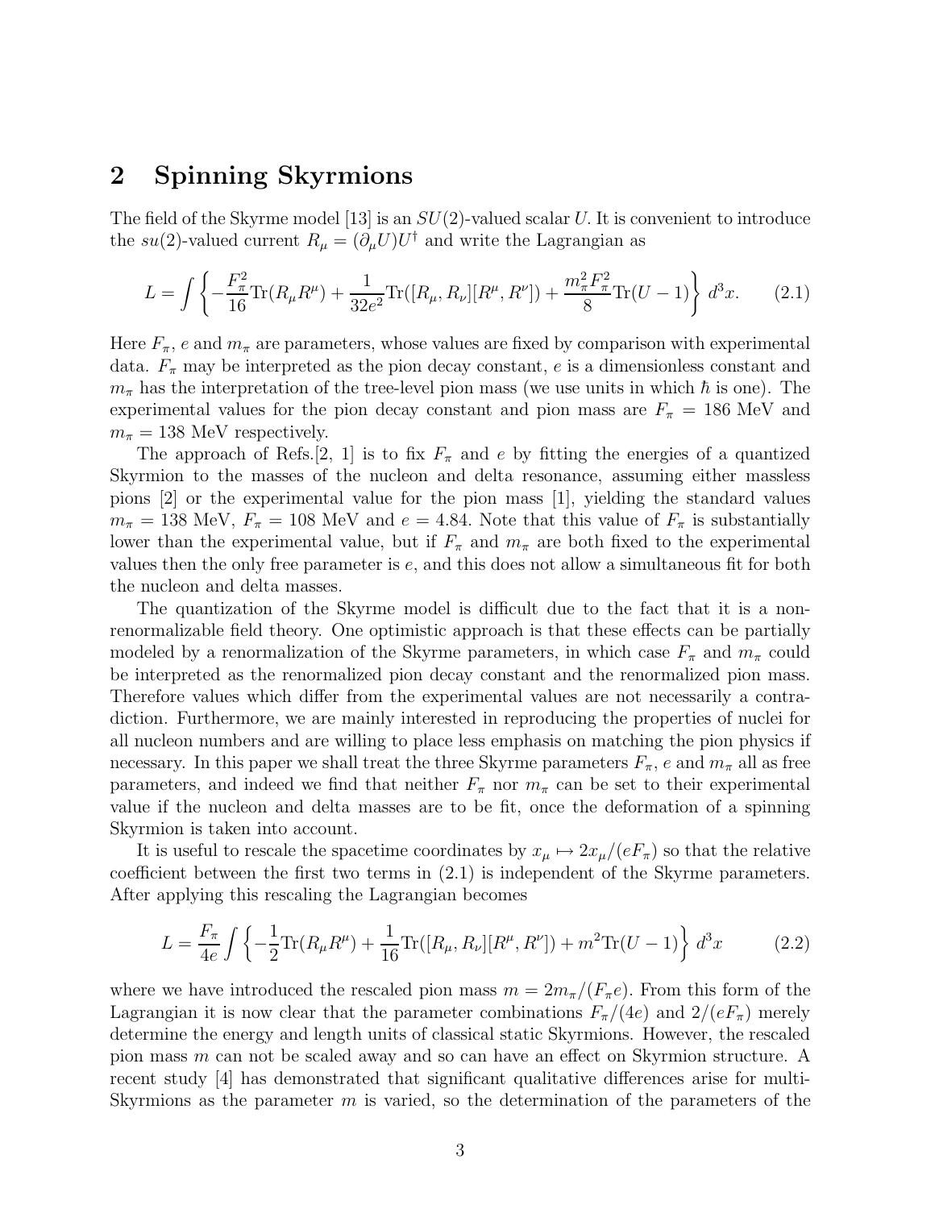## 2 Spinning Skyrmions

The field of the Skyrme model [13] is an $SU(2)$-valued scalar $U$. It is convenient to introduce the $su(2)$-valued current $R_\mu = (\partial_\mu U)U^\dagger$ and write the Lagrangian as

$$L = \int \left\{ -\frac{F_\pi^2}{16}\mathrm{Tr}(R_\mu R^\mu) + \frac{1}{32e^2}\mathrm{Tr}([R_\mu, R_\nu][R^\mu, R^\nu]) + \frac{m_\pi^2 F_\pi^2}{8}\mathrm{Tr}(U-1) \right\} d^3x. \tag{2.1}$$

Here $F_\pi$, $e$ and $m_\pi$ are parameters, whose values are fixed by comparison with experimental data. $F_\pi$ may be interpreted as the pion decay constant, $e$ is a dimensionless constant and $m_\pi$ has the interpretation of the tree-level pion mass (we use units in which $\hbar$ is one). The experimental values for the pion decay constant and pion mass are $F_\pi = 186$ MeV and $m_\pi = 138$ MeV respectively.

The approach of Refs.[2, 1] is to fix $F_\pi$ and $e$ by fitting the energies of a quantized Skyrmion to the masses of the nucleon and delta resonance, assuming either massless pions [2] or the experimental value for the pion mass [1], yielding the standard values $m_\pi = 138$ MeV, $F_\pi = 108$ MeV and $e = 4.84$. Note that this value of $F_\pi$ is substantially lower than the experimental value, but if $F_\pi$ and $m_\pi$ are both fixed to the experimental values then the only free parameter is $e$, and this does not allow a simultaneous fit for both the nucleon and delta masses.

The quantization of the Skyrme model is difficult due to the fact that it is a non-renormalizable field theory. One optimistic approach is that these effects can be partially modeled by a renormalization of the Skyrme parameters, in which case $F_\pi$ and $m_\pi$ could be interpreted as the renormalized pion decay constant and the renormalized pion mass. Therefore values which differ from the experimental values are not necessarily a contradiction. Furthermore, we are mainly interested in reproducing the properties of nuclei for all nucleon numbers and are willing to place less emphasis on matching the pion physics if necessary. In this paper we shall treat the three Skyrme parameters $F_\pi$, $e$ and $m_\pi$ all as free parameters, and indeed we find that neither $F_\pi$ nor $m_\pi$ can be set to their experimental value if the nucleon and delta masses are to be fit, once the deformation of a spinning Skyrmion is taken into account.

It is useful to rescale the spacetime coordinates by $x_\mu \mapsto 2x_\mu/(eF_\pi)$ so that the relative coefficient between the first two terms in (2.1) is independent of the Skyrme parameters. After applying this rescaling the Lagrangian becomes

$$L = \frac{F_\pi}{4e}\int \left\{ -\frac{1}{2}\mathrm{Tr}(R_\mu R^\mu) + \frac{1}{16}\mathrm{Tr}([R_\mu, R_\nu][R^\mu, R^\nu]) + m^2\mathrm{Tr}(U-1) \right\} d^3x \tag{2.2}$$

where we have introduced the rescaled pion mass $m = 2m_\pi/(F_\pi e)$. From this form of the Lagrangian it is now clear that the parameter combinations $F_\pi/(4e)$ and $2/(eF_\pi)$ merely determine the energy and length units of classical static Skyrmions. However, the rescaled pion mass $m$ can not be scaled away and so can have an effect on Skyrmion structure. A recent study [4] has demonstrated that significant qualitative differences arise for multi-Skyrmions as the parameter $m$ is varied, so the determination of the parameters of the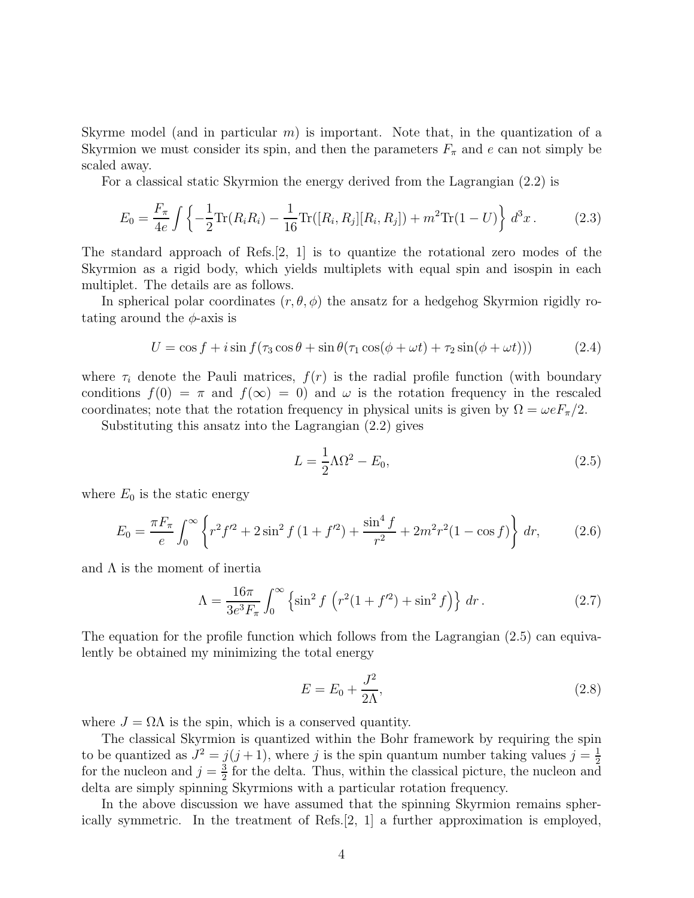Skyrme model (and in particular $m$) is important. Note that, in the quantization of a Skyrmion we must consider its spin, and then the parameters $F_\pi$ and $e$ can not simply be scaled away.

For a classical static Skyrmion the energy derived from the Lagrangian (2.2) is

$$E_0 = \frac{F_\pi}{4e} \int \left\{ -\frac{1}{2}\mathrm{Tr}(R_i R_i) - \frac{1}{16}\mathrm{Tr}([R_i, R_j][R_i, R_j]) + m^2 \mathrm{Tr}(1 - U) \right\} d^3x \,. \tag{2.3}$$

The standard approach of Refs.[2, 1] is to quantize the rotational zero modes of the Skyrmion as a rigid body, which yields multiplets with equal spin and isospin in each multiplet. The details are as follows.

In spherical polar coordinates $(r, \theta, \phi)$ the ansatz for a hedgehog Skyrmion rigidly rotating around the $\phi$-axis is

$$U = \cos f + i \sin f (\tau_3 \cos\theta + \sin\theta(\tau_1 \cos(\phi + \omega t) + \tau_2 \sin(\phi + \omega t))) \tag{2.4}$$

where $\tau_i$ denote the Pauli matrices, $f(r)$ is the radial profile function (with boundary conditions $f(0) = \pi$ and $f(\infty) = 0$) and $\omega$ is the rotation frequency in the rescaled coordinates; note that the rotation frequency in physical units is given by $\Omega = \omega e F_\pi / 2$.

Substituting this ansatz into the Lagrangian (2.2) gives

$$L = \frac{1}{2}\Lambda\Omega^2 - E_0, \tag{2.5}$$

where $E_0$ is the static energy

$$E_0 = \frac{\pi F_\pi}{e} \int_0^\infty \left\{ r^2 f'^2 + 2\sin^2 f\,(1 + f'^2) + \frac{\sin^4 f}{r^2} + 2m^2 r^2 (1 - \cos f) \right\} dr, \tag{2.6}$$

and $\Lambda$ is the moment of inertia

$$\Lambda = \frac{16\pi}{3e^3 F_\pi} \int_0^\infty \left\{ \sin^2 f \, \left( r^2(1 + f'^2) + \sin^2 f \right) \right\} dr \,. \tag{2.7}$$

The equation for the profile function which follows from the Lagrangian (2.5) can equivalently be obtained my minimizing the total energy

$$E = E_0 + \frac{J^2}{2\Lambda}, \tag{2.8}$$

where $J = \Omega\Lambda$ is the spin, which is a conserved quantity.

The classical Skyrmion is quantized within the Bohr framework by requiring the spin to be quantized as $J^2 = j(j + 1)$, where $j$ is the spin quantum number taking values $j = \frac{1}{2}$ for the nucleon and $j = \frac{3}{2}$ for the delta. Thus, within the classical picture, the nucleon and delta are simply spinning Skyrmions with a particular rotation frequency.

In the above discussion we have assumed that the spinning Skyrmion remains spherically symmetric. In the treatment of Refs.[2, 1] a further approximation is employed,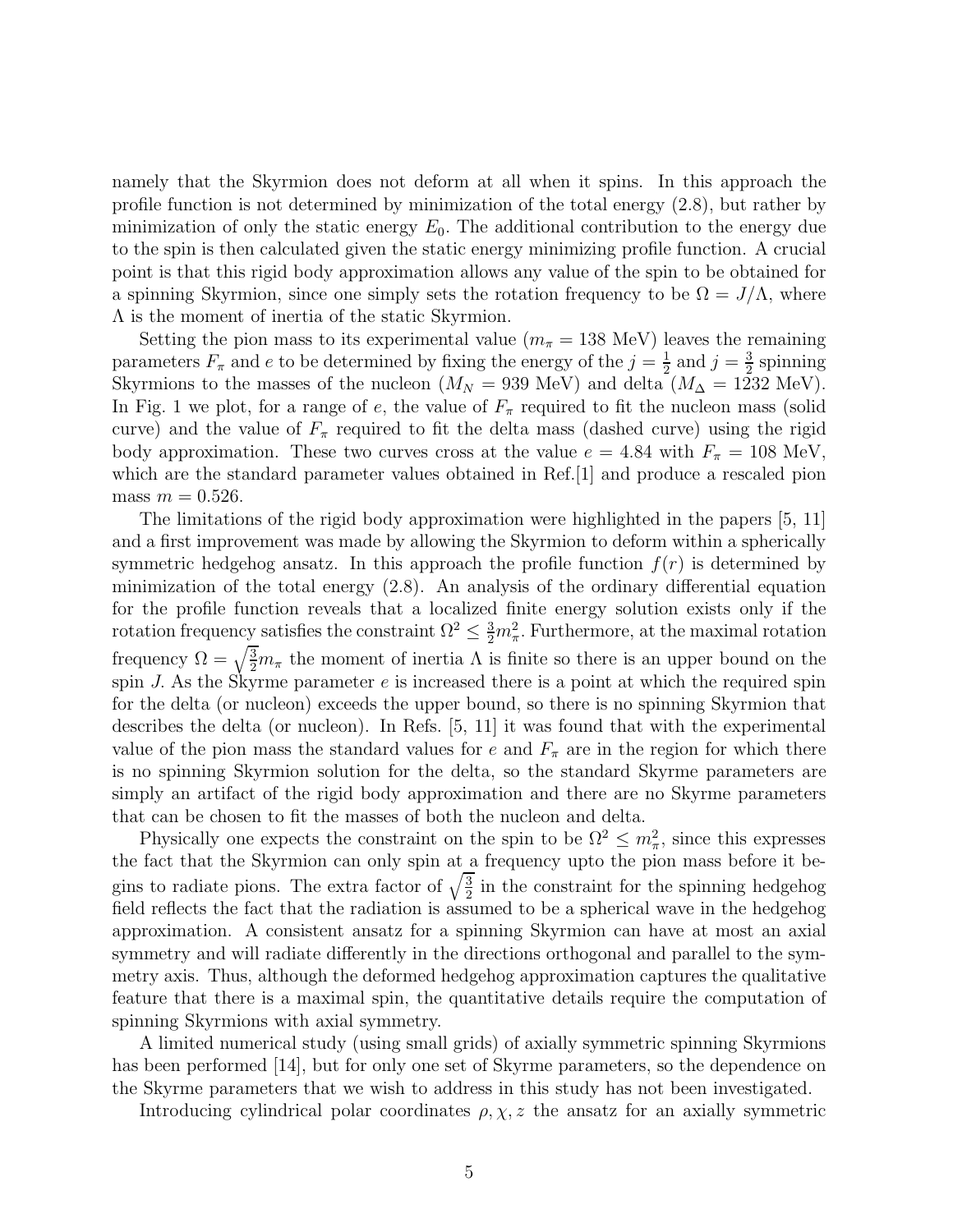namely that the Skyrmion does not deform at all when it spins. In this approach the profile function is not determined by minimization of the total energy (2.8), but rather by minimization of only the static energy $E_0$. The additional contribution to the energy due to the spin is then calculated given the static energy minimizing profile function. A crucial point is that this rigid body approximation allows any value of the spin to be obtained for a spinning Skyrmion, since one simply sets the rotation frequency to be $\Omega = J/\Lambda$, where $\Lambda$ is the moment of inertia of the static Skyrmion.

Setting the pion mass to its experimental value ($m_\pi = 138$ MeV) leaves the remaining parameters $F_\pi$ and $e$ to be determined by fixing the energy of the $j = \frac{1}{2}$ and $j = \frac{3}{2}$ spinning Skyrmions to the masses of the nucleon ($M_N = 939$ MeV) and delta ($M_\Delta = 1232$ MeV). In Fig. 1 we plot, for a range of $e$, the value of $F_\pi$ required to fit the nucleon mass (solid curve) and the value of $F_\pi$ required to fit the delta mass (dashed curve) using the rigid body approximation. These two curves cross at the value $e = 4.84$ with $F_\pi = 108$ MeV, which are the standard parameter values obtained in Ref.[1] and produce a rescaled pion mass $m = 0.526$.

The limitations of the rigid body approximation were highlighted in the papers [5, 11] and a first improvement was made by allowing the Skyrmion to deform within a spherically symmetric hedgehog ansatz. In this approach the profile function $f(r)$ is determined by minimization of the total energy (2.8). An analysis of the ordinary differential equation for the profile function reveals that a localized finite energy solution exists only if the rotation frequency satisfies the constraint $\Omega^2 \leq \frac{3}{2}m_\pi^2$. Furthermore, at the maximal rotation frequency $\Omega = \sqrt{\frac{3}{2}}m_\pi$ the moment of inertia $\Lambda$ is finite so there is an upper bound on the spin $J$. As the Skyrme parameter $e$ is increased there is a point at which the required spin for the delta (or nucleon) exceeds the upper bound, so there is no spinning Skyrmion that describes the delta (or nucleon). In Refs. [5, 11] it was found that with the experimental value of the pion mass the standard values for $e$ and $F_\pi$ are in the region for which there is no spinning Skyrmion solution for the delta, so the standard Skyrme parameters are simply an artifact of the rigid body approximation and there are no Skyrme parameters that can be chosen to fit the masses of both the nucleon and delta.

Physically one expects the constraint on the spin to be $\Omega^2 \leq m_\pi^2$, since this expresses the fact that the Skyrmion can only spin at a frequency upto the pion mass before it begins to radiate pions. The extra factor of $\sqrt{\frac{3}{2}}$ in the constraint for the spinning hedgehog field reflects the fact that the radiation is assumed to be a spherical wave in the hedgehog approximation. A consistent ansatz for a spinning Skyrmion can have at most an axial symmetry and will radiate differently in the directions orthogonal and parallel to the symmetry axis. Thus, although the deformed hedgehog approximation captures the qualitative feature that there is a maximal spin, the quantitative details require the computation of spinning Skyrmions with axial symmetry.

A limited numerical study (using small grids) of axially symmetric spinning Skyrmions has been performed [14], but for only one set of Skyrme parameters, so the dependence on the Skyrme parameters that we wish to address in this study has not been investigated.

Introducing cylindrical polar coordinates $\rho, \chi, z$ the ansatz for an axially symmetric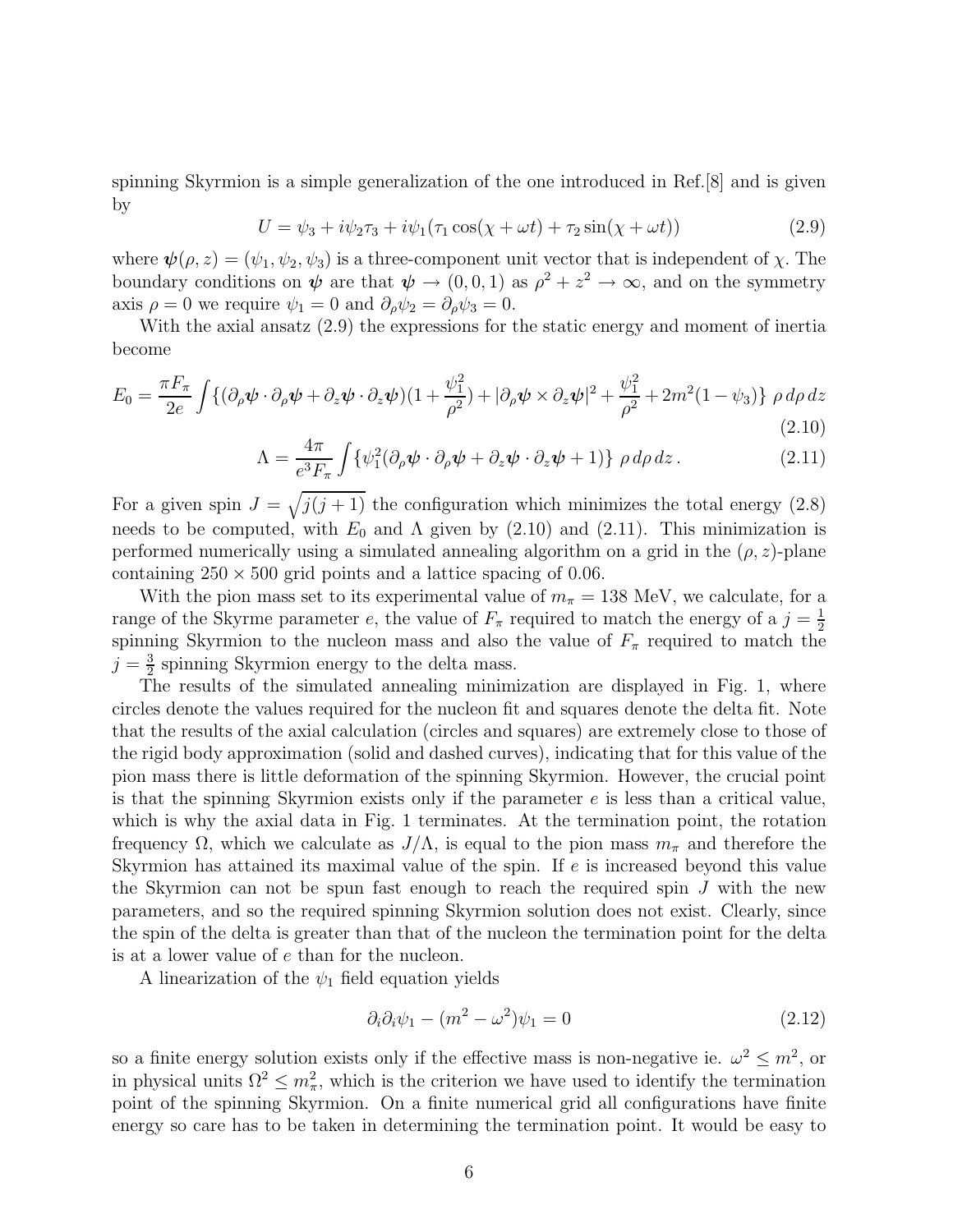spinning Skyrmion is a simple generalization of the one introduced in Ref.[8] and is given by

$$U = \psi_3 + i\psi_2\tau_3 + i\psi_1(\tau_1 \cos(\chi + \omega t) + \tau_2 \sin(\chi + \omega t)) \tag{2.9}$$

where $\boldsymbol{\psi}(\rho, z) = (\psi_1, \psi_2, \psi_3)$ is a three-component unit vector that is independent of $\chi$. The boundary conditions on $\boldsymbol{\psi}$ are that $\boldsymbol{\psi} \to (0, 0, 1)$ as $\rho^2 + z^2 \to \infty$, and on the symmetry axis $\rho = 0$ we require $\psi_1 = 0$ and $\partial_\rho\psi_2 = \partial_\rho\psi_3 = 0$.

With the axial ansatz (2.9) the expressions for the static energy and moment of inertia become

$$E_0 = \frac{\pi F_\pi}{2e} \int \{(\partial_\rho\boldsymbol{\psi} \cdot \partial_\rho\boldsymbol{\psi} + \partial_z\boldsymbol{\psi} \cdot \partial_z\boldsymbol{\psi})(1 + \frac{\psi_1^2}{\rho^2}) + |\partial_\rho\boldsymbol{\psi} \times \partial_z\boldsymbol{\psi}|^2 + \frac{\psi_1^2}{\rho^2} + 2m^2(1 - \psi_3)\} \;\rho\, d\rho\, dz \tag{2.10}$$

$$\Lambda = \frac{4\pi}{e^3 F_\pi} \int \{\psi_1^2(\partial_\rho\boldsymbol{\psi} \cdot \partial_\rho\boldsymbol{\psi} + \partial_z\boldsymbol{\psi} \cdot \partial_z\boldsymbol{\psi} + 1)\} \;\rho\, d\rho\, dz\,. \tag{2.11}$$

For a given spin $J = \sqrt{j(j+1)}$ the configuration which minimizes the total energy (2.8) needs to be computed, with $E_0$ and $\Lambda$ given by (2.10) and (2.11). This minimization is performed numerically using a simulated annealing algorithm on a grid in the $(\rho, z)$-plane containing $250 \times 500$ grid points and a lattice spacing of 0.06.

With the pion mass set to its experimental value of $m_\pi = 138$ MeV, we calculate, for a range of the Skyrme parameter $e$, the value of $F_\pi$ required to match the energy of a $j = \frac{1}{2}$ spinning Skyrmion to the nucleon mass and also the value of $F_\pi$ required to match the $j = \frac{3}{2}$ spinning Skyrmion energy to the delta mass.

The results of the simulated annealing minimization are displayed in Fig. 1, where circles denote the values required for the nucleon fit and squares denote the delta fit. Note that the results of the axial calculation (circles and squares) are extremely close to those of the rigid body approximation (solid and dashed curves), indicating that for this value of the pion mass there is little deformation of the spinning Skyrmion. However, the crucial point is that the spinning Skyrmion exists only if the parameter $e$ is less than a critical value, which is why the axial data in Fig. 1 terminates. At the termination point, the rotation frequency $\Omega$, which we calculate as $J/\Lambda$, is equal to the pion mass $m_\pi$ and therefore the Skyrmion has attained its maximal value of the spin. If $e$ is increased beyond this value the Skyrmion can not be spun fast enough to reach the required spin $J$ with the new parameters, and so the required spinning Skyrmion solution does not exist. Clearly, since the spin of the delta is greater than that of the nucleon the termination point for the delta is at a lower value of $e$ than for the nucleon.

A linearization of the $\psi_1$ field equation yields

$$\partial_i\partial_i\psi_1 - (m^2 - \omega^2)\psi_1 = 0 \tag{2.12}$$

so a finite energy solution exists only if the effective mass is non-negative ie. $\omega^2 \leq m^2$, or in physical units $\Omega^2 \leq m_\pi^2$, which is the criterion we have used to identify the termination point of the spinning Skyrmion. On a finite numerical grid all configurations have finite energy so care has to be taken in determining the termination point. It would be easy to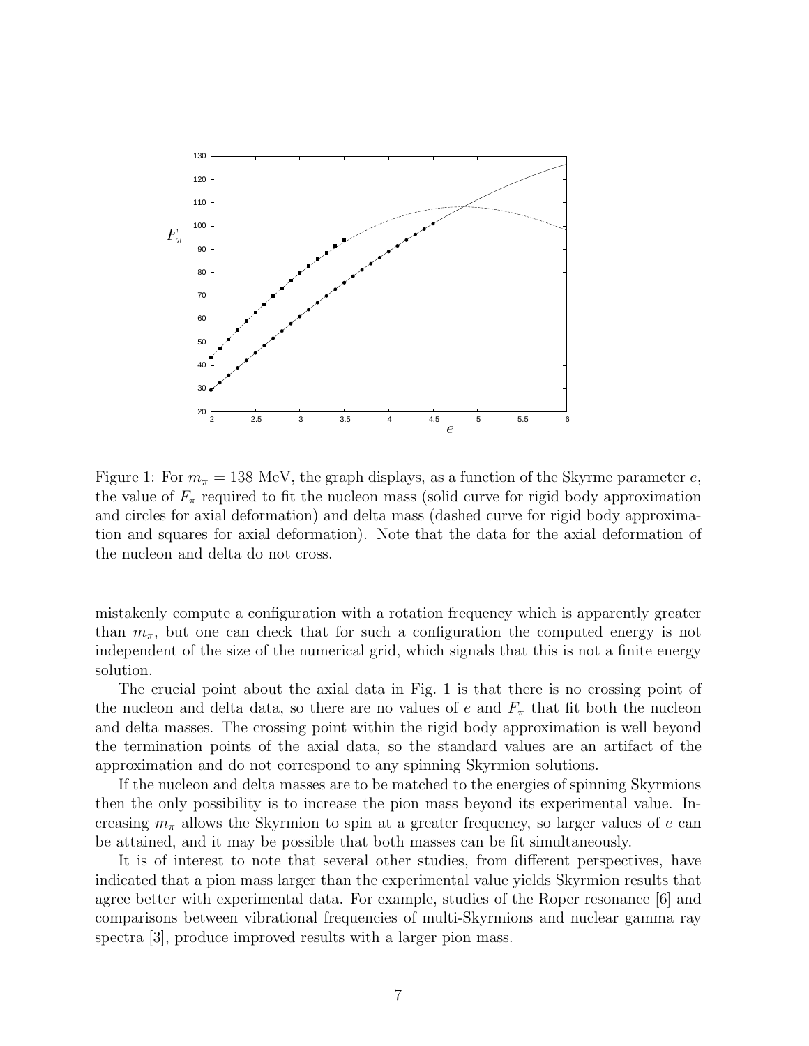Figure 1: For $m_\pi = 138$ MeV, the graph displays, as a function of the Skyrme parameter $e$, the value of $F_\pi$ required to fit the nucleon mass (solid curve for rigid body approximation and circles for axial deformation) and delta mass (dashed curve for rigid body approximation and squares for axial deformation). Note that the data for the axial deformation of the nucleon and delta do not cross.

mistakenly compute a configuration with a rotation frequency which is apparently greater than $m_\pi$, but one can check that for such a configuration the computed energy is not independent of the size of the numerical grid, which signals that this is not a finite energy solution.

The crucial point about the axial data in Fig. 1 is that there is no crossing point of the nucleon and delta data, so there are no values of $e$ and $F_\pi$ that fit both the nucleon and delta masses. The crossing point within the rigid body approximation is well beyond the termination points of the axial data, so the standard values are an artifact of the approximation and do not correspond to any spinning Skyrmion solutions.

If the nucleon and delta masses are to be matched to the energies of spinning Skyrmions then the only possibility is to increase the pion mass beyond its experimental value. Increasing $m_\pi$ allows the Skyrmion to spin at a greater frequency, so larger values of $e$ can be attained, and it may be possible that both masses can be fit simultaneously.

It is of interest to note that several other studies, from different perspectives, have indicated that a pion mass larger than the experimental value yields Skyrmion results that agree better with experimental data. For example, studies of the Roper resonance [6] and comparisons between vibrational frequencies of multi-Skyrmions and nuclear gamma ray spectra [3], produce improved results with a larger pion mass.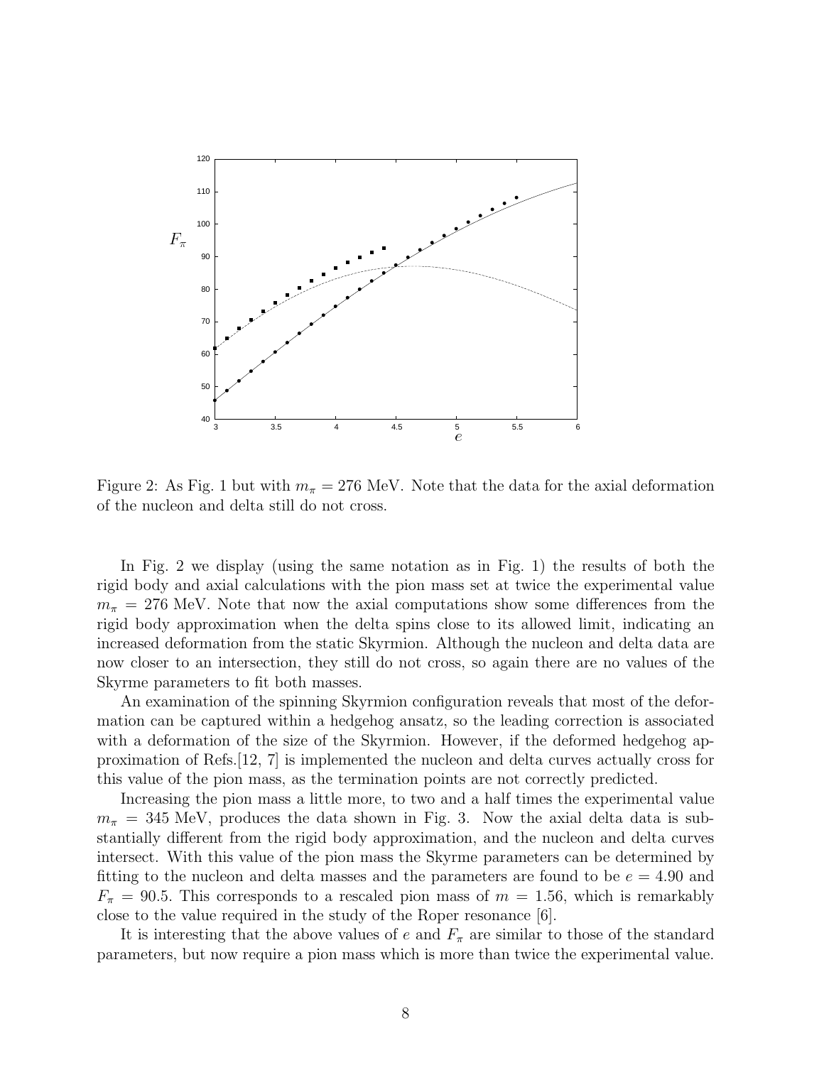Figure 2: As Fig. 1 but with $m_\pi = 276$ MeV. Note that the data for the axial deformation of the nucleon and delta still do not cross.

In Fig. 2 we display (using the same notation as in Fig. 1) the results of both the rigid body and axial calculations with the pion mass set at twice the experimental value $m_\pi = 276$ MeV. Note that now the axial computations show some differences from the rigid body approximation when the delta spins close to its allowed limit, indicating an increased deformation from the static Skyrmion. Although the nucleon and delta data are now closer to an intersection, they still do not cross, so again there are no values of the Skyrme parameters to fit both masses.

An examination of the spinning Skyrmion configuration reveals that most of the deformation can be captured within a hedgehog ansatz, so the leading correction is associated with a deformation of the size of the Skyrmion. However, if the deformed hedgehog approximation of Refs.[12, 7] is implemented the nucleon and delta curves actually cross for this value of the pion mass, as the termination points are not correctly predicted.

Increasing the pion mass a little more, to two and a half times the experimental value $m_\pi = 345$ MeV, produces the data shown in Fig. 3. Now the axial delta data is substantially different from the rigid body approximation, and the nucleon and delta curves intersect. With this value of the pion mass the Skyrme parameters can be determined by fitting to the nucleon and delta masses and the parameters are found to be $e = 4.90$ and $F_\pi = 90.5$. This corresponds to a rescaled pion mass of $m = 1.56$, which is remarkably close to the value required in the study of the Roper resonance [6].

It is interesting that the above values of $e$ and $F_\pi$ are similar to those of the standard parameters, but now require a pion mass which is more than twice the experimental value.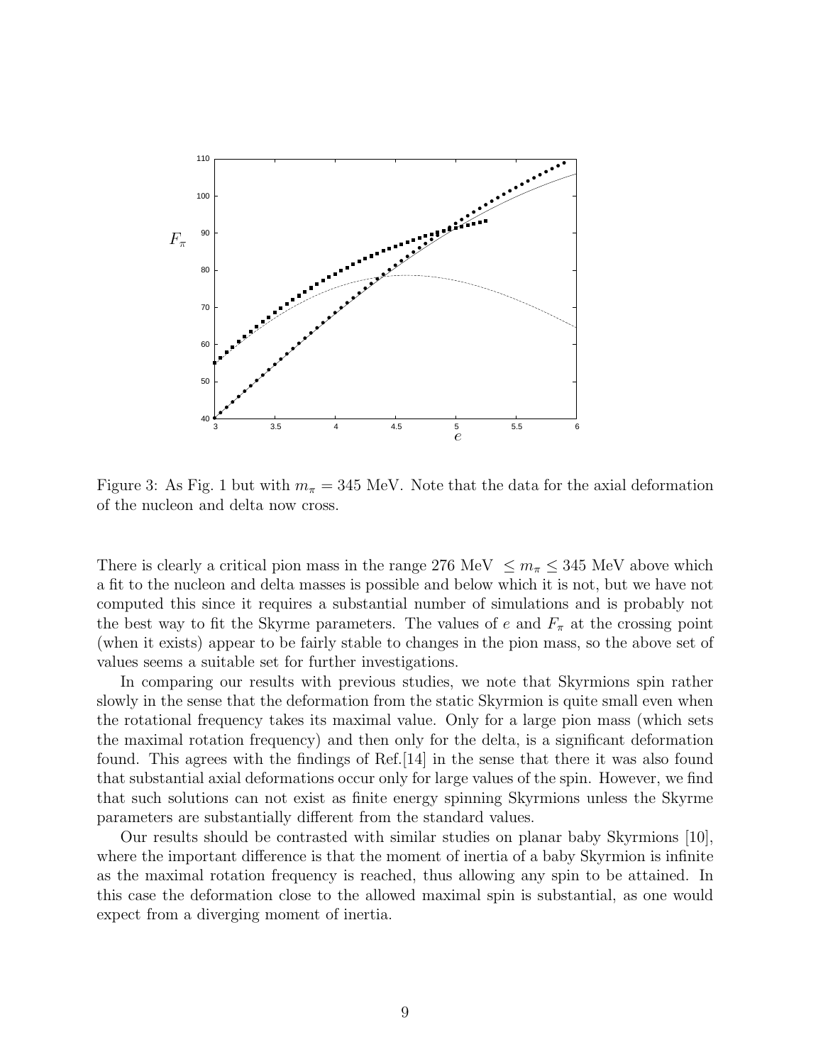Figure 3: As Fig. 1 but with $m_\pi = 345$ MeV. Note that the data for the axial deformation of the nucleon and delta now cross.

There is clearly a critical pion mass in the range 276 MeV $\leq m_\pi \leq 345$ MeV above which a fit to the nucleon and delta masses is possible and below which it is not, but we have not computed this since it requires a substantial number of simulations and is probably not the best way to fit the Skyrme parameters. The values of $e$ and $F_\pi$ at the crossing point (when it exists) appear to be fairly stable to changes in the pion mass, so the above set of values seems a suitable set for further investigations.

In comparing our results with previous studies, we note that Skyrmions spin rather slowly in the sense that the deformation from the static Skyrmion is quite small even when the rotational frequency takes its maximal value. Only for a large pion mass (which sets the maximal rotation frequency) and then only for the delta, is a significant deformation found. This agrees with the findings of Ref.[14] in the sense that there it was also found that substantial axial deformations occur only for large values of the spin. However, we find that such solutions can not exist as finite energy spinning Skyrmions unless the Skyrme parameters are substantially different from the standard values.

Our results should be contrasted with similar studies on planar baby Skyrmions [10], where the important difference is that the moment of inertia of a baby Skyrmion is infinite as the maximal rotation frequency is reached, thus allowing any spin to be attained. In this case the deformation close to the allowed maximal spin is substantial, as one would expect from a diverging moment of inertia.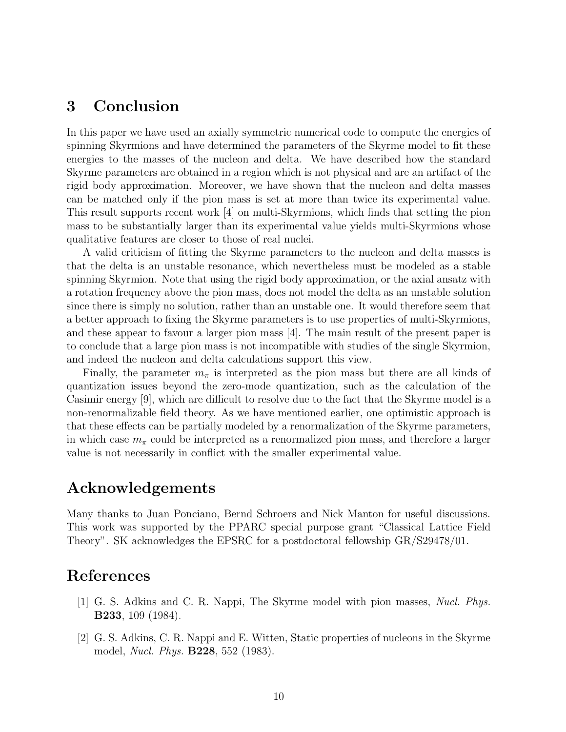## 3 Conclusion

In this paper we have used an axially symmetric numerical code to compute the energies of spinning Skyrmions and have determined the parameters of the Skyrme model to fit these energies to the masses of the nucleon and delta. We have described how the standard Skyrme parameters are obtained in a region which is not physical and are an artifact of the rigid body approximation. Moreover, we have shown that the nucleon and delta masses can be matched only if the pion mass is set at more than twice its experimental value. This result supports recent work [4] on multi-Skyrmions, which finds that setting the pion mass to be substantially larger than its experimental value yields multi-Skyrmions whose qualitative features are closer to those of real nuclei.

A valid criticism of fitting the Skyrme parameters to the nucleon and delta masses is that the delta is an unstable resonance, which nevertheless must be modeled as a stable spinning Skyrmion. Note that using the rigid body approximation, or the axial ansatz with a rotation frequency above the pion mass, does not model the delta as an unstable solution since there is simply no solution, rather than an unstable one. It would therefore seem that a better approach to fixing the Skyrme parameters is to use properties of multi-Skyrmions, and these appear to favour a larger pion mass [4]. The main result of the present paper is to conclude that a large pion mass is not incompatible with studies of the single Skyrmion, and indeed the nucleon and delta calculations support this view.

Finally, the parameter $m_\pi$ is interpreted as the pion mass but there are all kinds of quantization issues beyond the zero-mode quantization, such as the calculation of the Casimir energy [9], which are difficult to resolve due to the fact that the Skyrme model is a non-renormalizable field theory. As we have mentioned earlier, one optimistic approach is that these effects can be partially modeled by a renormalization of the Skyrme parameters, in which case $m_\pi$ could be interpreted as a renormalized pion mass, and therefore a larger value is not necessarily in conflict with the smaller experimental value.

## Acknowledgements

Many thanks to Juan Ponciano, Bernd Schroers and Nick Manton for useful discussions. This work was supported by the PPARC special purpose grant "Classical Lattice Field Theory". SK acknowledges the EPSRC for a postdoctoral fellowship GR/S29478/01.

## References

[1] G. S. Adkins and C. R. Nappi, The Skyrme model with pion masses, *Nucl. Phys.* **B233**, 109 (1984).

[2] G. S. Adkins, C. R. Nappi and E. Witten, Static properties of nucleons in the Skyrme model, *Nucl. Phys.* **B228**, 552 (1983).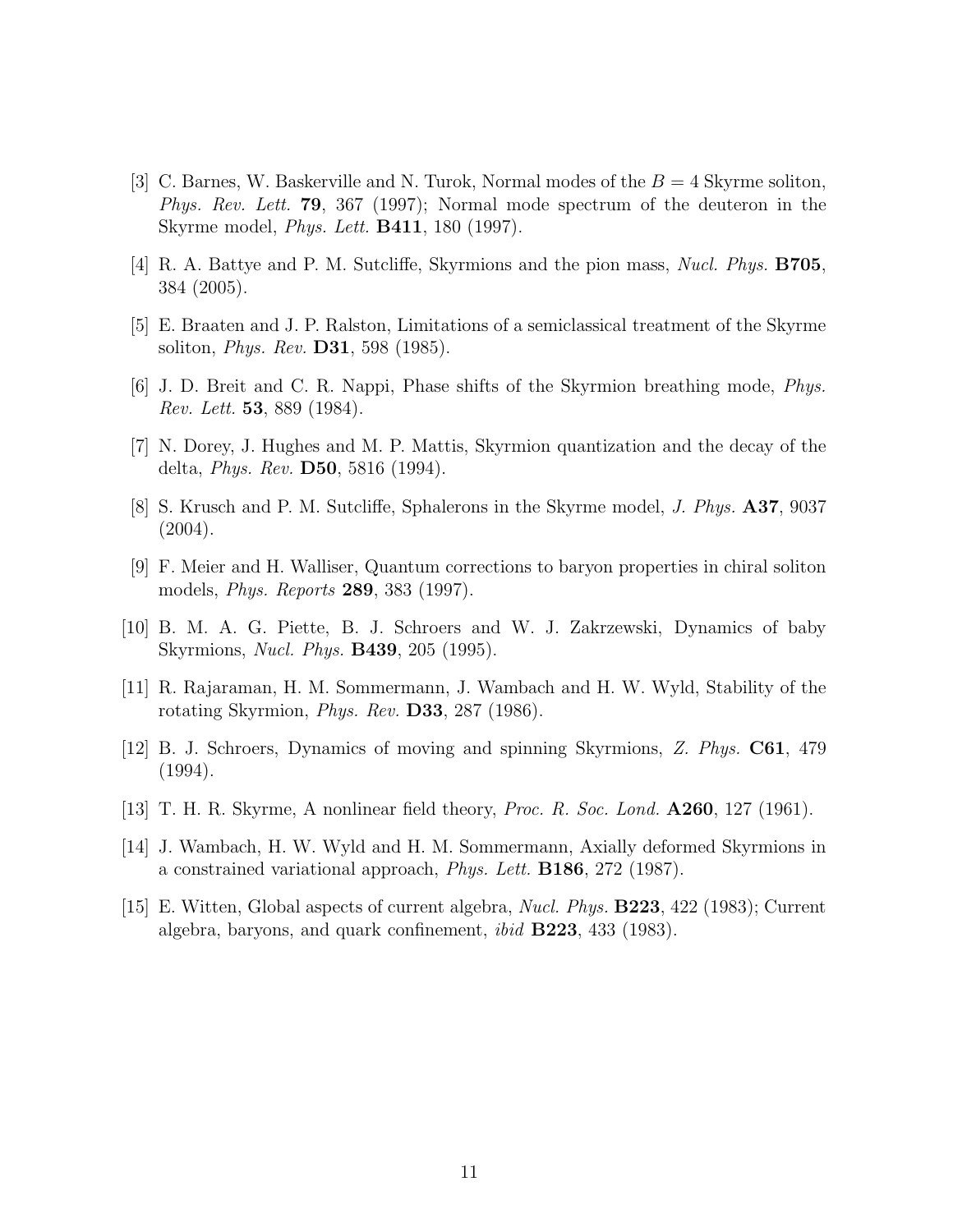[3] C. Barnes, W. Baskerville and N. Turok, Normal modes of the $B = 4$ Skyrme soliton, *Phys. Rev. Lett.* **79**, 367 (1997); Normal mode spectrum of the deuteron in the Skyrme model, *Phys. Lett.* **B411**, 180 (1997).

[4] R. A. Battye and P. M. Sutcliffe, Skyrmions and the pion mass, *Nucl. Phys.* **B705**, 384 (2005).

[5] E. Braaten and J. P. Ralston, Limitations of a semiclassical treatment of the Skyrme soliton, *Phys. Rev.* **D31**, 598 (1985).

[6] J. D. Breit and C. R. Nappi, Phase shifts of the Skyrmion breathing mode, *Phys. Rev. Lett.* **53**, 889 (1984).

[7] N. Dorey, J. Hughes and M. P. Mattis, Skyrmion quantization and the decay of the delta, *Phys. Rev.* **D50**, 5816 (1994).

[8] S. Krusch and P. M. Sutcliffe, Sphalerons in the Skyrme model, *J. Phys.* **A37**, 9037 (2004).

[9] F. Meier and H. Walliser, Quantum corrections to baryon properties in chiral soliton models, *Phys. Reports* **289**, 383 (1997).

[10] B. M. A. G. Piette, B. J. Schroers and W. J. Zakrzewski, Dynamics of baby Skyrmions, *Nucl. Phys.* **B439**, 205 (1995).

[11] R. Rajaraman, H. M. Sommermann, J. Wambach and H. W. Wyld, Stability of the rotating Skyrmion, *Phys. Rev.* **D33**, 287 (1986).

[12] B. J. Schroers, Dynamics of moving and spinning Skyrmions, *Z. Phys.* **C61**, 479 (1994).

[13] T. H. R. Skyrme, A nonlinear field theory, *Proc. R. Soc. Lond.* **A260**, 127 (1961).

[14] J. Wambach, H. W. Wyld and H. M. Sommermann, Axially deformed Skyrmions in a constrained variational approach, *Phys. Lett.* **B186**, 272 (1987).

[15] E. Witten, Global aspects of current algebra, *Nucl. Phys.* **B223**, 422 (1983); Current algebra, baryons, and quark confinement, *ibid* **B223**, 433 (1983).